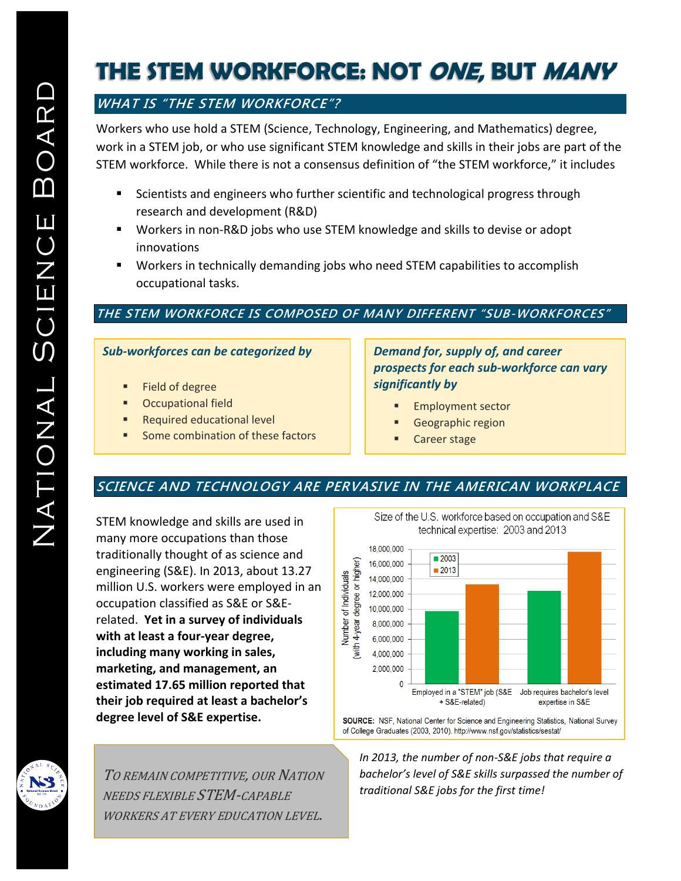# THE STEM WORKFORCE: NOT *ONE*, BUT *MANY*

## *WHAT IS "THE STEM WORKFORCE"?*

Workers who use hold a STEM (Science, Technology, Engineering, and Mathematics) degree, work in a STEM job, or who use significant STEM knowledge and skills in their jobs are part of the STEM workforce. While there is not a consensus definition of "the STEM workforce," it includes

- Scientists and engineers who further scientific and technological progress through research and development (R&D)
- Workers in non-R&D jobs who use STEM knowledge and skills to devise or adopt innovations
- Workers in technically demanding jobs who need STEM capabilities to accomplish occupational tasks.

## *THE STEM WORKFORCE IS COMPOSED OF MANY DIFFERENT "SUB-WORKFORCES"*

***Sub-workforces can be categorized by***

- Field of degree
- Occupational field
- Required educational level
- Some combination of these factors

***Demand for, supply of, and career prospects for each sub-workforce can vary significantly by***

- Employment sector
- Geographic region
- Career stage

## *SCIENCE AND TECHNOLOGY ARE PERVASIVE IN THE AMERICAN WORKPLACE*

STEM knowledge and skills are used in many more occupations than those traditionally thought of as science and engineering (S&E). In 2013, about 13.27 million U.S. workers were employed in an occupation classified as S&E or S&E-related. **Yet in a survey of individuals with at least a four-year degree, including many working in sales, marketing, and management, an estimated 17.65 million reported that their job required at least a bachelor's degree level of S&E expertise.**

Size of the U.S. workforce based on occupation and S&E technical expertise: 2003 and 2013

Number of Individuals (with 4-year degree or higher)

| | 2003 | 2013 |
|---|---|---|
| Employed in a "STEM" job (S&E + S&E-related) | ~9,700,000 | ~13,270,000 |
| Job requires bachelor's level expertise in S&E | ~12,400,000 | ~17,650,000 |

**SOURCE:** NSF, National Center for Science and Engineering Statistics, National Survey of College Graduates (2003, 2010). http://www.nsf.gov/statistics/sestat/

*In 2013, the number of non-S&E jobs that require a bachelor's level of S&E skills surpassed the number of traditional S&E jobs for the first time!*

*TO REMAIN COMPETITIVE, OUR NATION NEEDS FLEXIBLE STEM-CAPABLE WORKERS AT EVERY EDUCATION LEVEL.*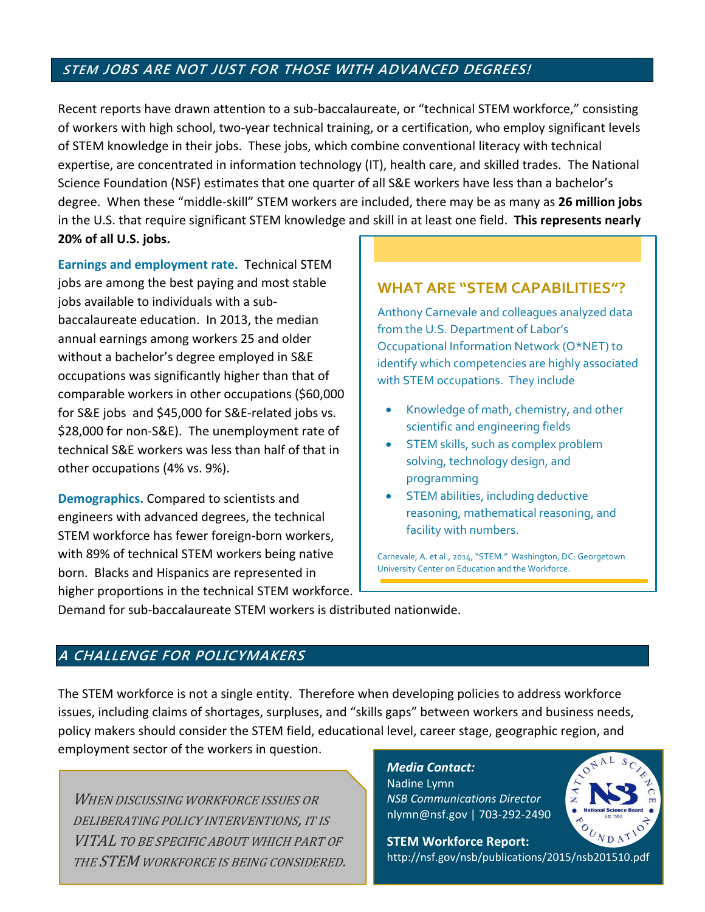## STEM JOBS ARE NOT JUST FOR THOSE WITH ADVANCED DEGREES!

Recent reports have drawn attention to a sub-baccalaureate, or "technical STEM workforce," consisting of workers with high school, two-year technical training, or a certification, who employ significant levels of STEM knowledge in their jobs. These jobs, which combine conventional literacy with technical expertise, are concentrated in information technology (IT), health care, and skilled trades. The National Science Foundation (NSF) estimates that one quarter of all S&E workers have less than a bachelor's degree. When these "middle-skill" STEM workers are included, there may be as many as **26 million jobs** in the U.S. that require significant STEM knowledge and skill in at least one field. **This represents nearly 20% of all U.S. jobs.**

**Earnings and employment rate.** Technical STEM jobs are among the best paying and most stable jobs available to individuals with a sub-baccalaureate education. In 2013, the median annual earnings among workers 25 and older without a bachelor's degree employed in S&E occupations was significantly higher than that of comparable workers in other occupations ($60,000 for S&E jobs and $45,000 for S&E-related jobs vs. $28,000 for non-S&E). The unemployment rate of technical S&E workers was less than half of that in other occupations (4% vs. 9%).

**Demographics.** Compared to scientists and engineers with advanced degrees, the technical STEM workforce has fewer foreign-born workers, with 89% of technical STEM workers being native born. Blacks and Hispanics are represented in higher proportions in the technical STEM workforce. Demand for sub-baccalaureate STEM workers is distributed nationwide.

### WHAT ARE "STEM CAPABILITIES"?

Anthony Carnevale and colleagues analyzed data from the U.S. Department of Labor's Occupational Information Network (O*NET) to identify which competencies are highly associated with STEM occupations. They include

- Knowledge of math, chemistry, and other scientific and engineering fields
- STEM skills, such as complex problem solving, technology design, and programming
- STEM abilities, including deductive reasoning, mathematical reasoning, and facility with numbers.

Carnevale, A. et al., 2014, "STEM." Washington, DC: Georgetown University Center on Education and the Workforce.

## A CHALLENGE FOR POLICYMAKERS

The STEM workforce is not a single entity. Therefore when developing policies to address workforce issues, including claims of shortages, surpluses, and "skills gaps" between workers and business needs, policy makers should consider the STEM field, educational level, career stage, geographic region, and employment sector of the workers in question.

*WHEN DISCUSSING WORKFORCE ISSUES OR DELIBERATING POLICY INTERVENTIONS, IT IS VITAL TO BE SPECIFIC ABOUT WHICH PART OF THE STEM WORKFORCE IS BEING CONSIDERED.*

***Media Contact:***
Nadine Lymn
*NSB Communications Director*
nlymn@nsf.gov | 703-292-2490

**STEM Workforce Report:**
http://nsf.gov/nsb/publications/2015/nsb201510.pdf

NATIONAL SCIENCE FOUNDATION
NSB
National Science Board
Est. 1950